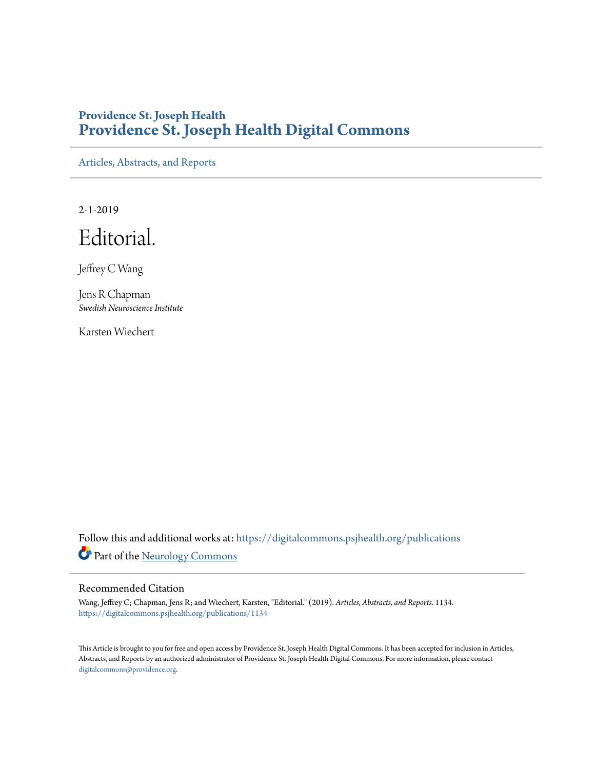**Providence St. Joseph Health**
# Providence St. Joseph Health Digital Commons

Articles, Abstracts, and Reports

2-1-2019

# Editorial.

Jeffrey C Wang

Jens R Chapman
*Swedish Neuroscience Institute*

Karsten Wiechert

Follow this and additional works at: https://digitalcommons.psjhealth.org/publications

Part of the Neurology Commons

## Recommended Citation

Wang, Jeffrey C; Chapman, Jens R; and Wiechert, Karsten, "Editorial." (2019). *Articles, Abstracts, and Reports*. 1134.
https://digitalcommons.psjhealth.org/publications/1134

This Article is brought to you for free and open access by Providence St. Joseph Health Digital Commons. It has been accepted for inclusion in Articles, Abstracts, and Reports by an authorized administrator of Providence St. Joseph Health Digital Commons. For more information, please contact digitalcommons@providence.org.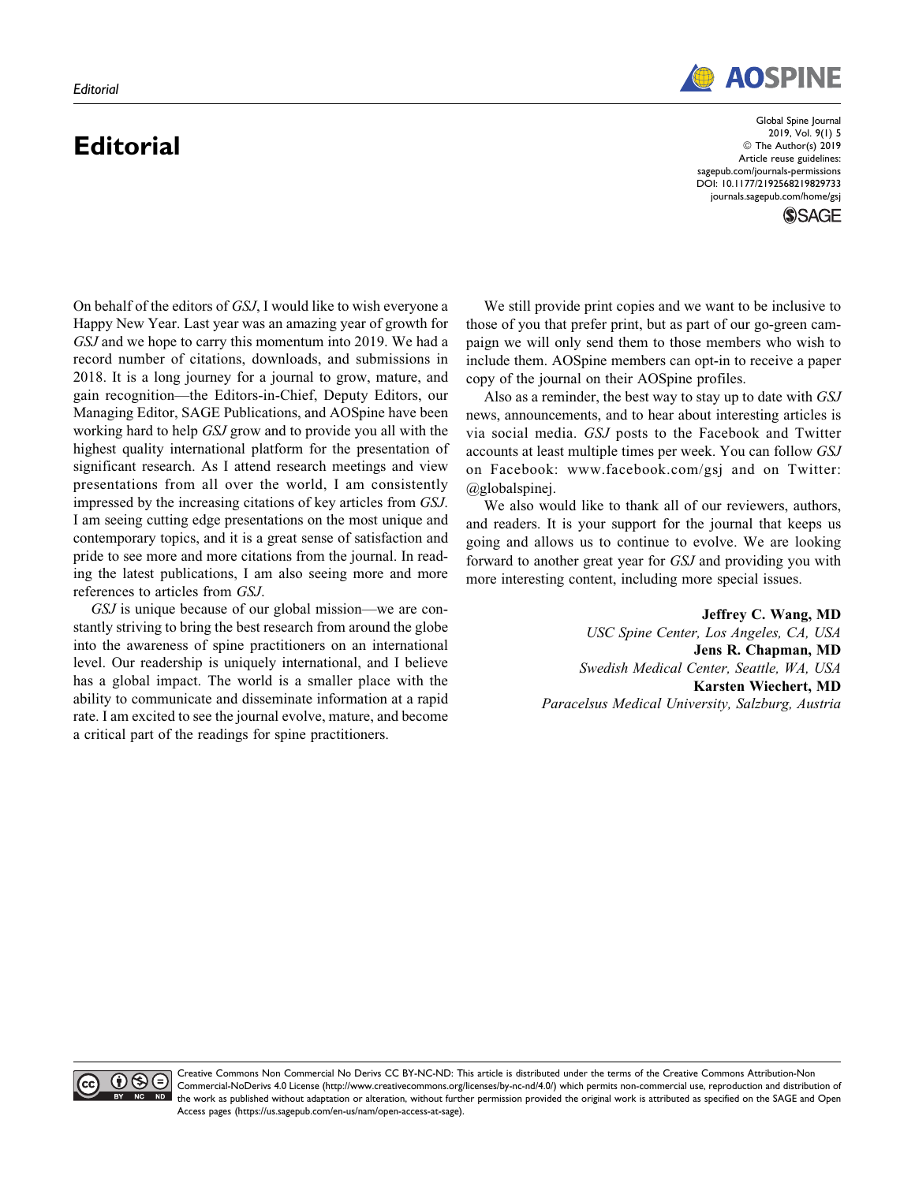# Editorial

On behalf of the editors of *GSJ*, I would like to wish everyone a Happy New Year. Last year was an amazing year of growth for *GSJ* and we hope to carry this momentum into 2019. We had a record number of citations, downloads, and submissions in 2018. It is a long journey for a journal to grow, mature, and gain recognition—the Editors-in-Chief, Deputy Editors, our Managing Editor, SAGE Publications, and AOSpine have been working hard to help *GSJ* grow and to provide you all with the highest quality international platform for the presentation of significant research. As I attend research meetings and view presentations from all over the world, I am consistently impressed by the increasing citations of key articles from *GSJ*. I am seeing cutting edge presentations on the most unique and contemporary topics, and it is a great sense of satisfaction and pride to see more and more citations from the journal. In reading the latest publications, I am also seeing more and more references to articles from *GSJ*.

*GSJ* is unique because of our global mission—we are constantly striving to bring the best research from around the globe into the awareness of spine practitioners on an international level. Our readership is uniquely international, and I believe has a global impact. The world is a smaller place with the ability to communicate and disseminate information at a rapid rate. I am excited to see the journal evolve, mature, and become a critical part of the readings for spine practitioners.

We still provide print copies and we want to be inclusive to those of you that prefer print, but as part of our go-green campaign we will only send them to those members who wish to include them. AOSpine members can opt-in to receive a paper copy of the journal on their AOSpine profiles.

Also as a reminder, the best way to stay up to date with *GSJ* news, announcements, and to hear about interesting articles is via social media. *GSJ* posts to the Facebook and Twitter accounts at least multiple times per week. You can follow *GSJ* on Facebook: www.facebook.com/gsj and on Twitter: @globalspinej.

We also would like to thank all of our reviewers, authors, and readers. It is your support for the journal that keeps us going and allows us to continue to evolve. We are looking forward to another great year for *GSJ* and providing you with more interesting content, including more special issues.

**Jeffrey C. Wang, MD**
*USC Spine Center, Los Angeles, CA, USA*
**Jens R. Chapman, MD**
*Swedish Medical Center, Seattle, WA, USA*
**Karsten Wiechert, MD**
*Paracelsus Medical University, Salzburg, Austria*

Creative Commons Non Commercial No Derivs CC BY-NC-ND: This article is distributed under the terms of the Creative Commons Attribution-Non Commercial-NoDerivs 4.0 License (http://www.creativecommons.org/licenses/by-nc-nd/4.0/) which permits non-commercial use, reproduction and distribution of the work as published without adaptation or alteration, without further permission provided the original work is attributed as specified on the SAGE and Open Access pages (https://us.sagepub.com/en-us/nam/open-access-at-sage).